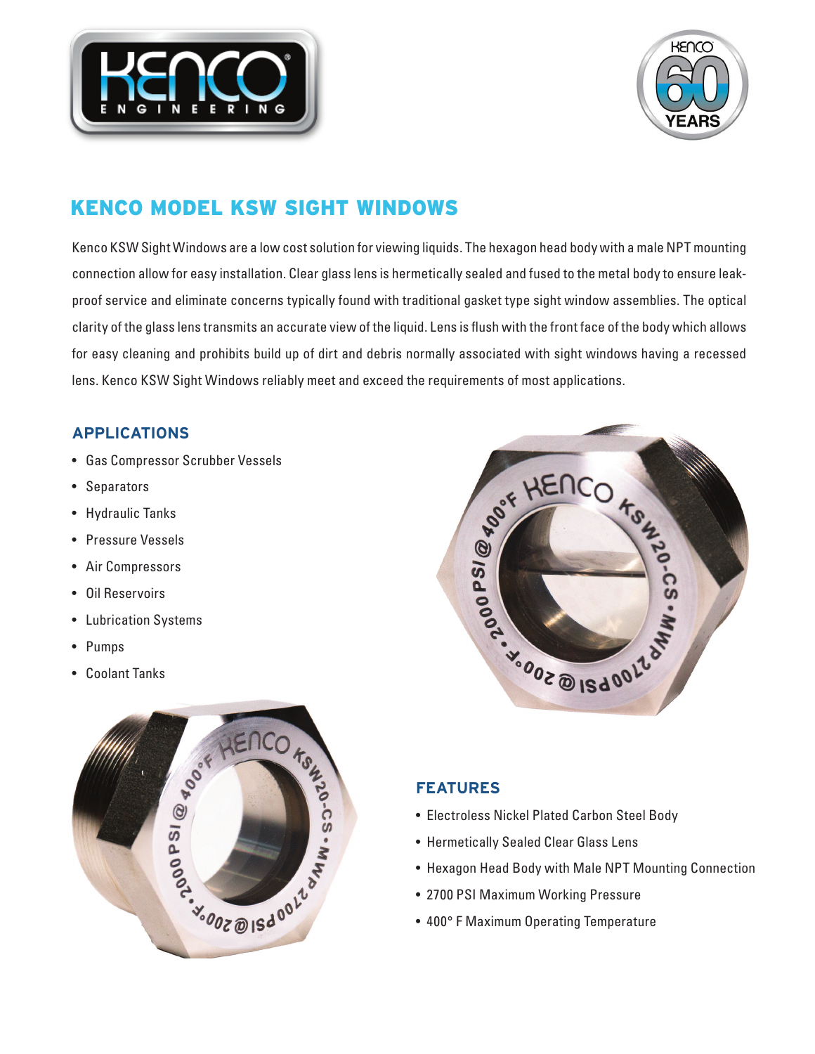# KENCO MODEL KSW SIGHT WINDOWS

Kenco KSW Sight Windows are a low cost solution for viewing liquids. The hexagon head body with a male NPT mounting connection allow for easy installation. Clear glass lens is hermetically sealed and fused to the metal body to ensure leak-proof service and eliminate concerns typically found with traditional gasket type sight window assemblies. The optical clarity of the glass lens transmits an accurate view of the liquid. Lens is flush with the front face of the body which allows for easy cleaning and prohibits build up of dirt and debris normally associated with sight windows having a recessed lens. Kenco KSW Sight Windows reliably meet and exceed the requirements of most applications.

## APPLICATIONS

- Gas Compressor Scrubber Vessels
- Separators
- Hydraulic Tanks
- Pressure Vessels
- Air Compressors
- Oil Reservoirs
- Lubrication Systems
- Pumps
- Coolant Tanks

## FEATURES

- Electroless Nickel Plated Carbon Steel Body
- Hermetically Sealed Clear Glass Lens
- Hexagon Head Body with Male NPT Mounting Connection
- 2700 PSI Maximum Working Pressure
- 400° F Maximum Operating Temperature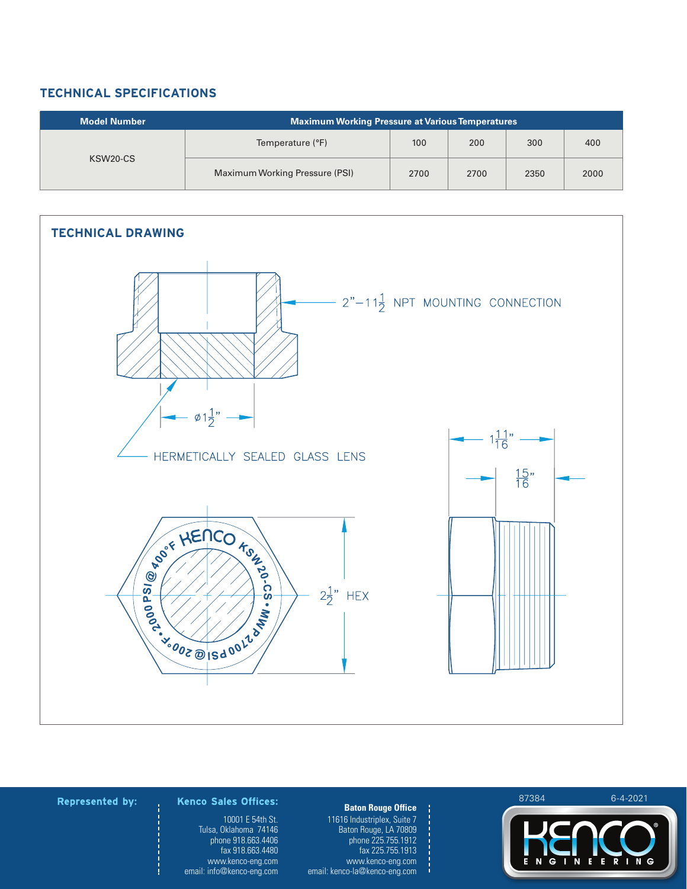## TECHNICAL SPECIFICATIONS

| Model Number | Maximum Working Pressure at Various Temperatures | | | | |
|---|---|---|---|---|---|
| KSW20-CS | Temperature (°F) | 100 | 200 | 300 | 400 |
| | Maximum Working Pressure (PSI) | 2700 | 2700 | 2350 | 2000 |

## TECHNICAL DRAWING

2"–11½ NPT MOUNTING CONNECTION

ø1½"

HERMETICALLY SEALED GLASS LENS

1 11/16"

15/16"

2½" HEX

KENCO KSW20-CS • MWP 2700 PSI @ 200°F • 2000 PSI @ 400°F

**Represented by:**

**Kenco Sales Offices:**

10001 E 54th St.
Tulsa, Oklahoma 74146
phone 918.663.4406
fax 918.663.4480
www.kenco-eng.com
email: info@kenco-eng.com

**Baton Rouge Office**
11616 Industriplex, Suite 7
Baton Rouge, LA 70809
phone 225.755.1912
fax 225.755.1913
www.kenco-eng.com
email: kenco-la@kenco-eng.com

87384 6-4-2021

KENCO® ENGINEERING